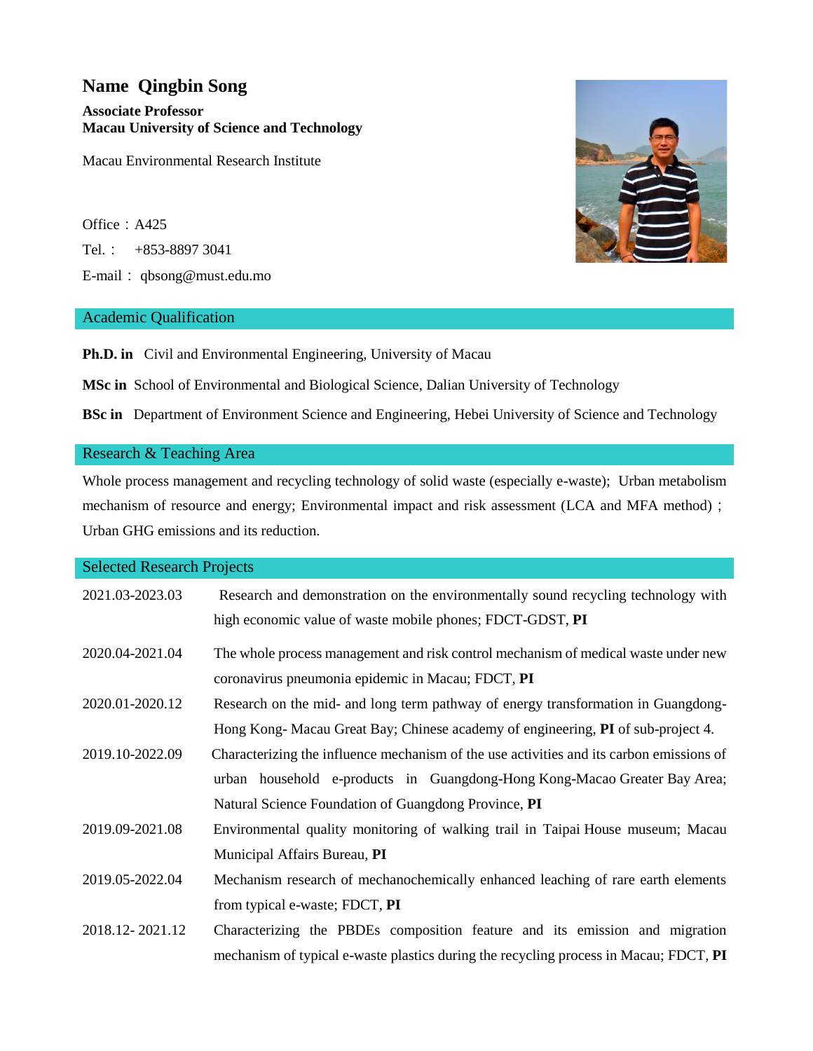# Name Qingbin Song

**Associate Professor**
**Macau University of Science and Technology**

Macau Environmental Research Institute

Office：A425

Tel.： +853-8897 3041

E-mail： qbsong@must.edu.mo

## Academic Qualification

**Ph.D. in** Civil and Environmental Engineering, University of Macau

**MSc in** School of Environmental and Biological Science, Dalian University of Technology

**BSc in** Department of Environment Science and Engineering, Hebei University of Science and Technology

## Research & Teaching Area

Whole process management and recycling technology of solid waste (especially e-waste); Urban metabolism mechanism of resource and energy; Environmental impact and risk assessment (LCA and MFA method) ; Urban GHG emissions and its reduction.

## Selected Research Projects

| | |
|---|---|
| 2021.03-2023.03 | Research and demonstration on the environmentally sound recycling technology with high economic value of waste mobile phones; FDCT-GDST, **PI** |
| 2020.04-2021.04 | The whole process management and risk control mechanism of medical waste under new coronavirus pneumonia epidemic in Macau; FDCT, **PI** |
| 2020.01-2020.12 | Research on the mid- and long term pathway of energy transformation in Guangdong-Hong Kong- Macau Great Bay; Chinese academy of engineering, **PI** of sub-project 4. |
| 2019.10-2022.09 | Characterizing the influence mechanism of the use activities and its carbon emissions of urban household e-products in Guangdong-Hong Kong-Macao Greater Bay Area; Natural Science Foundation of Guangdong Province, **PI** |
| 2019.09-2021.08 | Environmental quality monitoring of walking trail in Taipai House museum; Macau Municipal Affairs Bureau, **PI** |
| 2019.05-2022.04 | Mechanism research of mechanochemically enhanced leaching of rare earth elements from typical e-waste; FDCT, **PI** |
| 2018.12- 2021.12 | Characterizing the PBDEs composition feature and its emission and migration mechanism of typical e-waste plastics during the recycling process in Macau; FDCT, **PI** |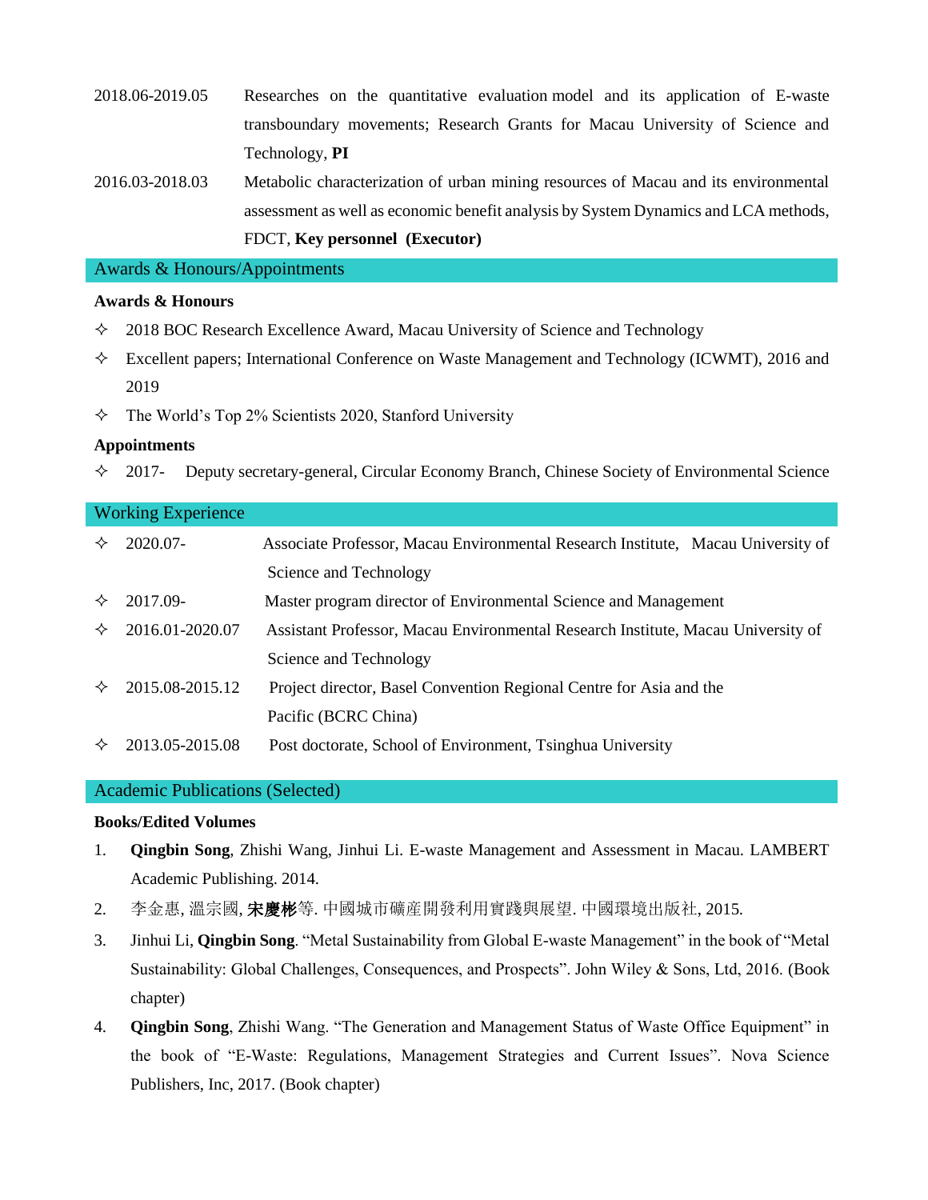2018.06-2019.05 Researches on the quantitative evaluation model and its application of E-waste transboundary movements; Research Grants for Macau University of Science and Technology, **PI**

2016.03-2018.03 Metabolic characterization of urban mining resources of Macau and its environmental assessment as well as economic benefit analysis by System Dynamics and LCA methods, FDCT, **Key personnel (Executor)**

## Awards & Honours/Appointments

### Awards & Honours

- ✧ 2018 BOC Research Excellence Award, Macau University of Science and Technology
- ✧ Excellent papers; International Conference on Waste Management and Technology (ICWMT), 2016 and 2019
- ✧ The World's Top 2% Scientists 2020, Stanford University

### Appointments

- ✧ 2017- Deputy secretary-general, Circular Economy Branch, Chinese Society of Environmental Science

## Working Experience

- ✧ 2020.07- Associate Professor, Macau Environmental Research Institute, Macau University of Science and Technology
- ✧ 2017.09- Master program director of Environmental Science and Management
- ✧ 2016.01-2020.07 Assistant Professor, Macau Environmental Research Institute, Macau University of Science and Technology
- ✧ 2015.08-2015.12 Project director, Basel Convention Regional Centre for Asia and the Pacific (BCRC China)
- ✧ 2013.05-2015.08 Post doctorate, School of Environment, Tsinghua University

## Academic Publications (Selected)

### Books/Edited Volumes

1. **Qingbin Song**, Zhishi Wang, Jinhui Li. E-waste Management and Assessment in Macau. LAMBERT Academic Publishing. 2014.
2. 李金惠, 溫宗國, **宋慶彬**等. 中國城市礦產開發利用實踐與展望. 中國環境出版社, 2015.
3. Jinhui Li, **Qingbin Song**. "Metal Sustainability from Global E-waste Management" in the book of "Metal Sustainability: Global Challenges, Consequences, and Prospects". John Wiley & Sons, Ltd, 2016. (Book chapter)
4. **Qingbin Song**, Zhishi Wang. "The Generation and Management Status of Waste Office Equipment" in the book of "E-Waste: Regulations, Management Strategies and Current Issues". Nova Science Publishers, Inc, 2017. (Book chapter)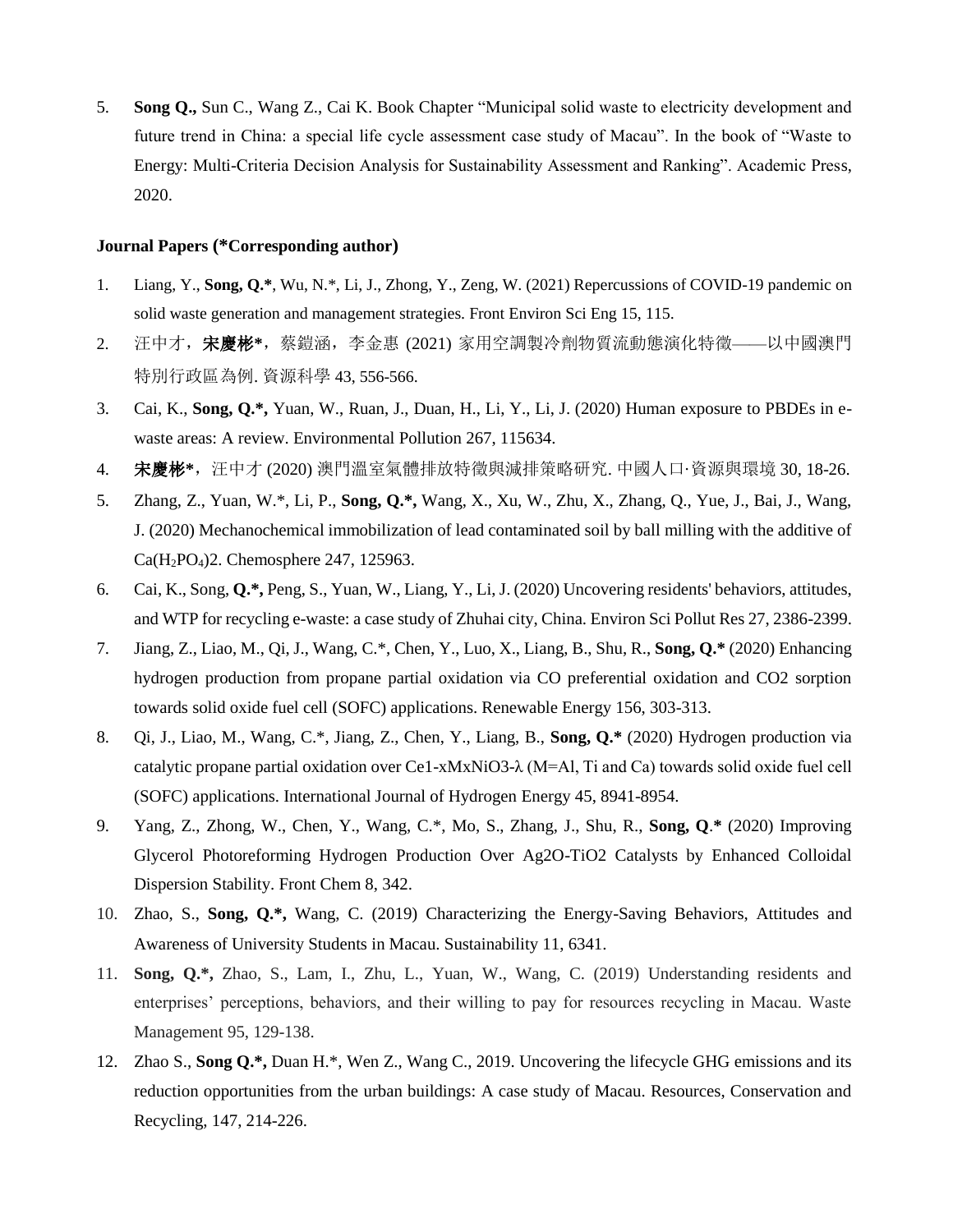5. **Song Q.,** Sun C., Wang Z., Cai K. Book Chapter "Municipal solid waste to electricity development and future trend in China: a special life cycle assessment case study of Macau". In the book of "Waste to Energy: Multi-Criteria Decision Analysis for Sustainability Assessment and Ranking". Academic Press, 2020.

**Journal Papers (*Corresponding author)**

1. Liang, Y., **Song, Q.***, Wu, N.*, Li, J., Zhong, Y., Zeng, W. (2021) Repercussions of COVID-19 pandemic on solid waste generation and management strategies. Front Environ Sci Eng 15, 115.
2. 汪中才，**宋慶彬***，蔡鎧涵，李金惠 (2021) 家用空調製冷劑物質流動態演化特徵——以中國澳門特別行政區為例. 資源科學 43, 556-566.
3. Cai, K., **Song, Q.*,** Yuan, W., Ruan, J., Duan, H., Li, Y., Li, J. (2020) Human exposure to PBDEs in e-waste areas: A review. Environmental Pollution 267, 115634.
4. **宋慶彬***，汪中才 (2020) 澳門溫室氣體排放特徵與減排策略研究. 中國人口·資源與環境 30, 18-26.
5. Zhang, Z., Yuan, W.*, Li, P., **Song, Q.*,** Wang, X., Xu, W., Zhu, X., Zhang, Q., Yue, J., Bai, J., Wang, J. (2020) Mechanochemical immobilization of lead contaminated soil by ball milling with the additive of $Ca(H_2PO_4)2$. Chemosphere 247, 125963.
6. Cai, K., Song, **Q.*,** Peng, S., Yuan, W., Liang, Y., Li, J. (2020) Uncovering residents' behaviors, attitudes, and WTP for recycling e-waste: a case study of Zhuhai city, China. Environ Sci Pollut Res 27, 2386-2399.
7. Jiang, Z., Liao, M., Qi, J., Wang, C.*, Chen, Y., Luo, X., Liang, B., Shu, R., **Song, Q.*** (2020) Enhancing hydrogen production from propane partial oxidation via CO preferential oxidation and CO2 sorption towards solid oxide fuel cell (SOFC) applications. Renewable Energy 156, 303-313.
8. Qi, J., Liao, M., Wang, C.*, Jiang, Z., Chen, Y., Liang, B., **Song, Q.*** (2020) Hydrogen production via catalytic propane partial oxidation over Ce1-xMxNiO3-λ (M=Al, Ti and Ca) towards solid oxide fuel cell (SOFC) applications. International Journal of Hydrogen Energy 45, 8941-8954.
9. Yang, Z., Zhong, W., Chen, Y., Wang, C.*, Mo, S., Zhang, J., Shu, R., **Song, Q.*** (2020) Improving Glycerol Photoreforming Hydrogen Production Over Ag2O-TiO2 Catalysts by Enhanced Colloidal Dispersion Stability. Front Chem 8, 342.
10. Zhao, S., **Song, Q.*,** Wang, C. (2019) Characterizing the Energy-Saving Behaviors, Attitudes and Awareness of University Students in Macau. Sustainability 11, 6341.
11. **Song, Q.*,** Zhao, S., Lam, I., Zhu, L., Yuan, W., Wang, C. (2019) Understanding residents and enterprises' perceptions, behaviors, and their willing to pay for resources recycling in Macau. Waste Management 95, 129-138.
12. Zhao S., **Song Q.*,** Duan H.*, Wen Z., Wang C., 2019. Uncovering the lifecycle GHG emissions and its reduction opportunities from the urban buildings: A case study of Macau. Resources, Conservation and Recycling, 147, 214-226.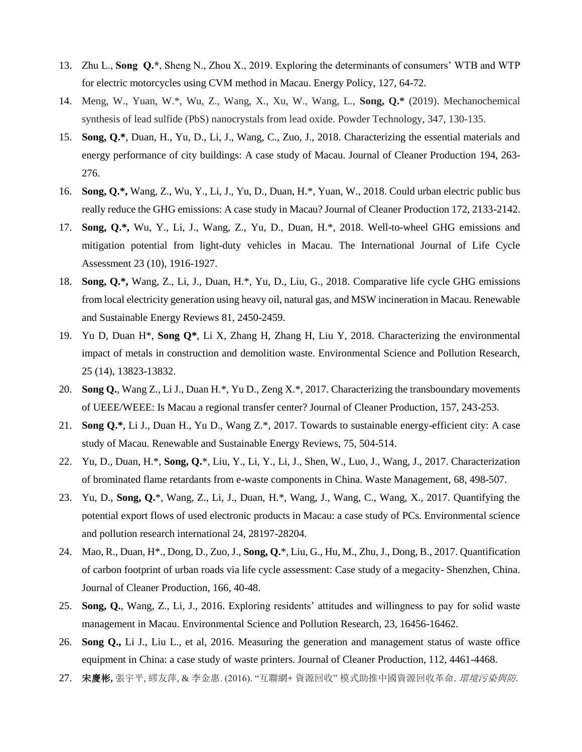13. Zhu L., **Song Q.\***, Sheng N., Zhou X., 2019. Exploring the determinants of consumers' WTB and WTP for electric motorcycles using CVM method in Macau. Energy Policy, 127, 64-72.
14. Meng, W., Yuan, W.\*, Wu, Z., Wang, X., Xu, W., Wang, L., **Song, Q.\*** (2019). Mechanochemical synthesis of lead sulfide (PbS) nanocrystals from lead oxide. Powder Technology, 347, 130-135.
15. **Song, Q.\***, Duan, H., Yu, D., Li, J., Wang, C., Zuo, J., 2018. Characterizing the essential materials and energy performance of city buildings: A case study of Macau. Journal of Cleaner Production 194, 263-276.
16. **Song, Q.\*,** Wang, Z., Wu, Y., Li, J., Yu, D., Duan, H.\*, Yuan, W., 2018. Could urban electric public bus really reduce the GHG emissions: A case study in Macau? Journal of Cleaner Production 172, 2133-2142.
17. **Song, Q.\*,** Wu, Y., Li, J., Wang, Z., Yu, D., Duan, H.\*, 2018. Well-to-wheel GHG emissions and mitigation potential from light-duty vehicles in Macau. The International Journal of Life Cycle Assessment 23 (10), 1916-1927.
18. **Song, Q.\*,** Wang, Z., Li, J., Duan, H.\*, Yu, D., Liu, G., 2018. Comparative life cycle GHG emissions from local electricity generation using heavy oil, natural gas, and MSW incineration in Macau. Renewable and Sustainable Energy Reviews 81, 2450-2459.
19. Yu D, Duan H\*, **Song Q\***, Li X, Zhang H, Zhang H, Liu Y, 2018. Characterizing the environmental impact of metals in construction and demolition waste. Environmental Science and Pollution Research, 25 (14), 13823-13832.
20. **Song Q.**, Wang Z., Li J., Duan H.\*, Yu D., Zeng X.\*, 2017. Characterizing the transboundary movements of UEEE/WEEE: Is Macau a regional transfer center? Journal of Cleaner Production, 157, 243-253.
21. **Song Q.\***, Li J., Duan H., Yu D., Wang Z.\*, 2017. Towards to sustainable energy-efficient city: A case study of Macau. Renewable and Sustainable Energy Reviews, 75, 504-514.
22. Yu, D., Duan, H.\*, **Song, Q.**\*, Liu, Y., Li, Y., Li, J., Shen, W., Luo, J., Wang, J., 2017. Characterization of brominated flame retardants from e-waste components in China. Waste Management, 68, 498-507.
23. Yu, D., **Song, Q.**\*, Wang, Z., Li, J., Duan, H.\*, Wang, J., Wang, C., Wang, X., 2017. Quantifying the potential export flows of used electronic products in Macau: a case study of PCs. Environmental science and pollution research international 24, 28197-28204.
24. Mao, R., Duan, H\*., Dong, D., Zuo, J., **Song, Q.**\*, Liu, G., Hu, M., Zhu, J., Dong, B., 2017. Quantification of carbon footprint of urban roads via life cycle assessment: Case study of a megacity- Shenzhen, China. Journal of Cleaner Production, 166, 40-48.
25. **Song, Q.**, Wang, Z., Li, J., 2016. Exploring residents' attitudes and willingness to pay for solid waste management in Macau. Environmental Science and Pollution Research, 23, 16456-16462.
26. **Song Q.,** Li J., Liu L., et al, 2016. Measuring the generation and management status of waste office equipment in China: a case study of waste printers. Journal of Cleaner Production, 112, 4461-4468.
27. **宋慶彬,** 張宇平, 繆友萍, & 李金惠. (2016). "互聯網+ 資源回收" 模式助推中國資源回收革命. *環境污染與防*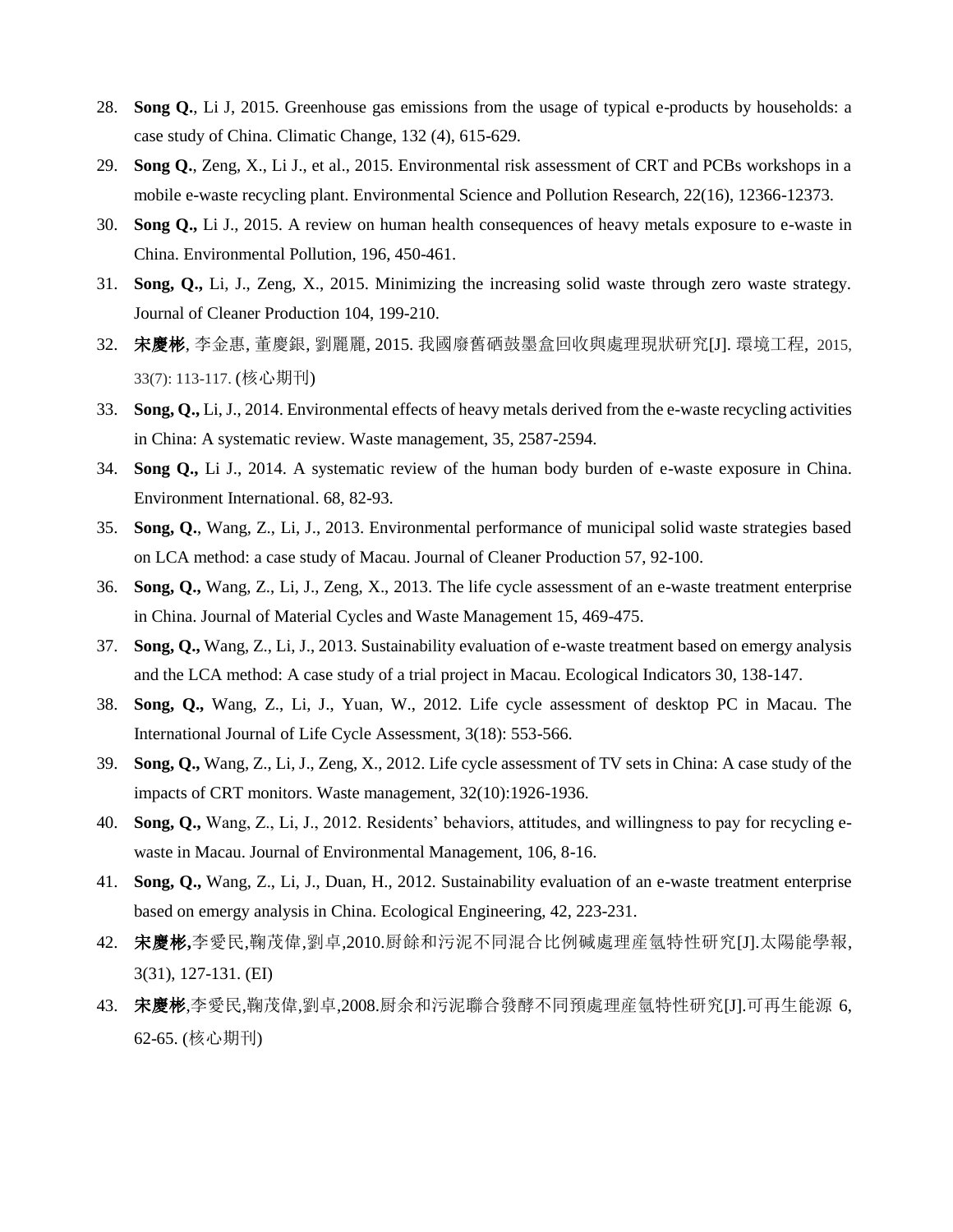28. **Song Q.**, Li J, 2015. Greenhouse gas emissions from the usage of typical e-products by households: a case study of China. Climatic Change, 132 (4), 615-629.
29. **Song Q.**, Zeng, X., Li J., et al., 2015. Environmental risk assessment of CRT and PCBs workshops in a mobile e-waste recycling plant. Environmental Science and Pollution Research, 22(16), 12366-12373.
30. **Song Q.,** Li J., 2015. A review on human health consequences of heavy metals exposure to e-waste in China. Environmental Pollution, 196, 450-461.
31. **Song, Q.,** Li, J., Zeng, X., 2015. Minimizing the increasing solid waste through zero waste strategy. Journal of Cleaner Production 104, 199-210.
32. **宋慶彬**, 李金惠, 董慶銀, 劉麗麗, 2015. 我國廢舊硒鼓墨盒回收與處理現狀研究[J]. 環境工程, 2015, 33(7): 113-117. (核心期刊)
33. **Song, Q.,** Li, J., 2014. Environmental effects of heavy metals derived from the e-waste recycling activities in China: A systematic review. Waste management, 35, 2587-2594.
34. **Song Q.,** Li J., 2014. A systematic review of the human body burden of e-waste exposure in China. Environment International. 68, 82-93.
35. **Song, Q.**, Wang, Z., Li, J., 2013. Environmental performance of municipal solid waste strategies based on LCA method: a case study of Macau. Journal of Cleaner Production 57, 92-100.
36. **Song, Q.,** Wang, Z., Li, J., Zeng, X., 2013. The life cycle assessment of an e-waste treatment enterprise in China. Journal of Material Cycles and Waste Management 15, 469-475.
37. **Song, Q.,** Wang, Z., Li, J., 2013. Sustainability evaluation of e-waste treatment based on emergy analysis and the LCA method: A case study of a trial project in Macau. Ecological Indicators 30, 138-147.
38. **Song, Q.,** Wang, Z., Li, J., Yuan, W., 2012. Life cycle assessment of desktop PC in Macau. The International Journal of Life Cycle Assessment, 3(18): 553-566.
39. **Song, Q.,** Wang, Z., Li, J., Zeng, X., 2012. Life cycle assessment of TV sets in China: A case study of the impacts of CRT monitors. Waste management, 32(10):1926-1936.
40. **Song, Q.,** Wang, Z., Li, J., 2012. Residents' behaviors, attitudes, and willingness to pay for recycling e-waste in Macau. Journal of Environmental Management, 106, 8-16.
41. **Song, Q.,** Wang, Z., Li, J., Duan, H., 2012. Sustainability evaluation of an e-waste treatment enterprise based on emergy analysis in China. Ecological Engineering, 42, 223-231.
42. **宋慶彬,**李愛民,鞠茂偉,劉卓,2010.厨餘和污泥不同混合比例碱處理産氫特性研究[J].太陽能學報, 3(31), 127-131. (EI)
43. **宋慶彬**,李愛民,鞠茂偉,劉卓,2008.厨余和污泥聯合發酵不同預處理産氫特性研究[J].可再生能源 6, 62-65. (核心期刊)